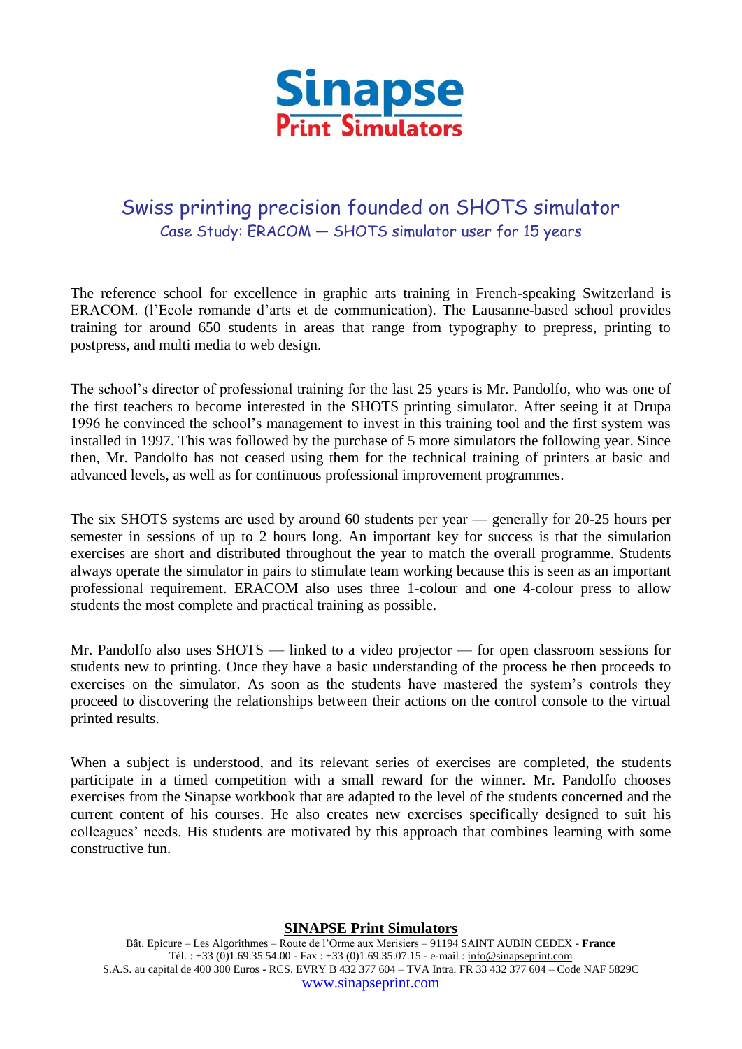**Sinapse**
**Print Simulators**

# Swiss printing precision founded on SHOTS simulator

## Case Study: ERACOM — SHOTS simulator user for 15 years

The reference school for excellence in graphic arts training in French-speaking Switzerland is ERACOM. (l'Ecole romande d'arts et de communication). The Lausanne-based school provides training for around 650 students in areas that range from typography to prepress, printing to postpress, and multi media to web design.

The school's director of professional training for the last 25 years is Mr. Pandolfo, who was one of the first teachers to become interested in the SHOTS printing simulator. After seeing it at Drupa 1996 he convinced the school's management to invest in this training tool and the first system was installed in 1997. This was followed by the purchase of 5 more simulators the following year. Since then, Mr. Pandolfo has not ceased using them for the technical training of printers at basic and advanced levels, as well as for continuous professional improvement programmes.

The six SHOTS systems are used by around 60 students per year — generally for 20-25 hours per semester in sessions of up to 2 hours long. An important key for success is that the simulation exercises are short and distributed throughout the year to match the overall programme. Students always operate the simulator in pairs to stimulate team working because this is seen as an important professional requirement. ERACOM also uses three 1-colour and one 4-colour press to allow students the most complete and practical training as possible.

Mr. Pandolfo also uses SHOTS — linked to a video projector — for open classroom sessions for students new to printing. Once they have a basic understanding of the process he then proceeds to exercises on the simulator. As soon as the students have mastered the system's controls they proceed to discovering the relationships between their actions on the control console to the virtual printed results.

When a subject is understood, and its relevant series of exercises are completed, the students participate in a timed competition with a small reward for the winner. Mr. Pandolfo chooses exercises from the Sinapse workbook that are adapted to the level of the students concerned and the current content of his courses. He also creates new exercises specifically designed to suit his colleagues' needs. His students are motivated by this approach that combines learning with some constructive fun.

**SINAPSE Print Simulators**
Bât. Epicure – Les Algorithmes – Route de l'Orme aux Merisiers – 91194 SAINT AUBIN CEDEX - **France**
Tél. : +33 (0)1.69.35.54.00 - Fax : +33 (0)1.69.35.07.15 - e-mail : info@sinapseprint.com
S.A.S. au capital de 400 300 Euros - RCS. EVRY B 432 377 604 – TVA Intra. FR 33 432 377 604 – Code NAF 5829C
www.sinapseprint.com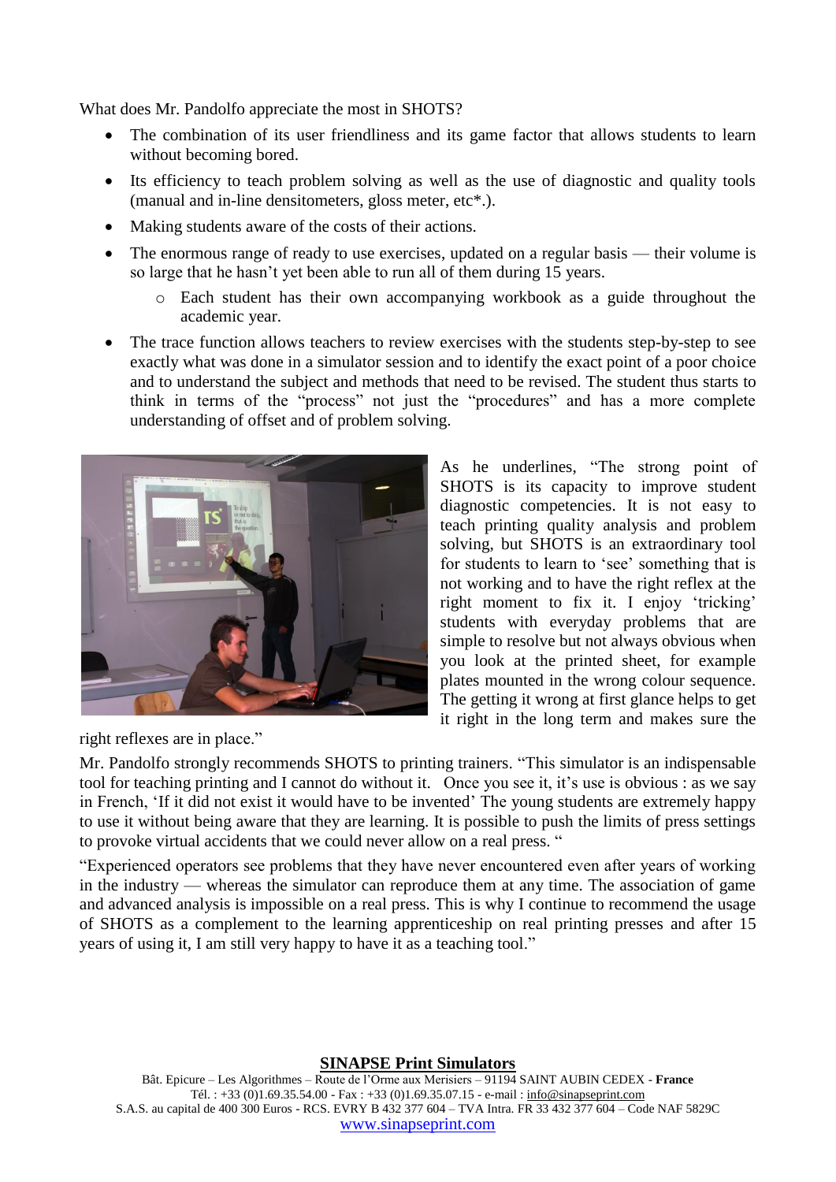What does Mr. Pandolfo appreciate the most in SHOTS?

- The combination of its user friendliness and its game factor that allows students to learn without becoming bored.
- Its efficiency to teach problem solving as well as the use of diagnostic and quality tools (manual and in-line densitometers, gloss meter, etc*.).
- Making students aware of the costs of their actions.
- The enormous range of ready to use exercises, updated on a regular basis — their volume is so large that he hasn't yet been able to run all of them during 15 years.
    - Each student has their own accompanying workbook as a guide throughout the academic year.
- The trace function allows teachers to review exercises with the students step-by-step to see exactly what was done in a simulator session and to identify the exact point of a poor choice and to understand the subject and methods that need to be revised. The student thus starts to think in terms of the "process" not just the "procedures" and has a more complete understanding of offset and of problem solving.

As he underlines, "The strong point of SHOTS is its capacity to improve student diagnostic competencies. It is not easy to teach printing quality analysis and problem solving, but SHOTS is an extraordinary tool for students to learn to 'see' something that is not working and to have the right reflex at the right moment to fix it. I enjoy 'tricking' students with everyday problems that are simple to resolve but not always obvious when you look at the printed sheet, for example plates mounted in the wrong colour sequence. The getting it wrong at first glance helps to get it right in the long term and makes sure the right reflexes are in place."

Mr. Pandolfo strongly recommends SHOTS to printing trainers. "This simulator is an indispensable tool for teaching printing and I cannot do without it. Once you see it, it's use is obvious : as we say in French, 'If it did not exist it would have to be invented' The young students are extremely happy to use it without being aware that they are learning. It is possible to push the limits of press settings to provoke virtual accidents that we could never allow on a real press. "

"Experienced operators see problems that they have never encountered even after years of working in the industry — whereas the simulator can reproduce them at any time. The association of game and advanced analysis is impossible on a real press. This is why I continue to recommend the usage of SHOTS as a complement to the learning apprenticeship on real printing presses and after 15 years of using it, I am still very happy to have it as a teaching tool."

**SINAPSE Print Simulators**

Bât. Epicure – Les Algorithmes – Route de l'Orme aux Merisiers – 91194 SAINT AUBIN CEDEX - **France**
Tél. : +33 (0)1.69.35.54.00 - Fax : +33 (0)1.69.35.07.15 - e-mail : info@sinapseprint.com
S.A.S. au capital de 400 300 Euros - RCS. EVRY B 432 377 604 – TVA Intra. FR 33 432 377 604 – Code NAF 5829C
www.sinapseprint.com